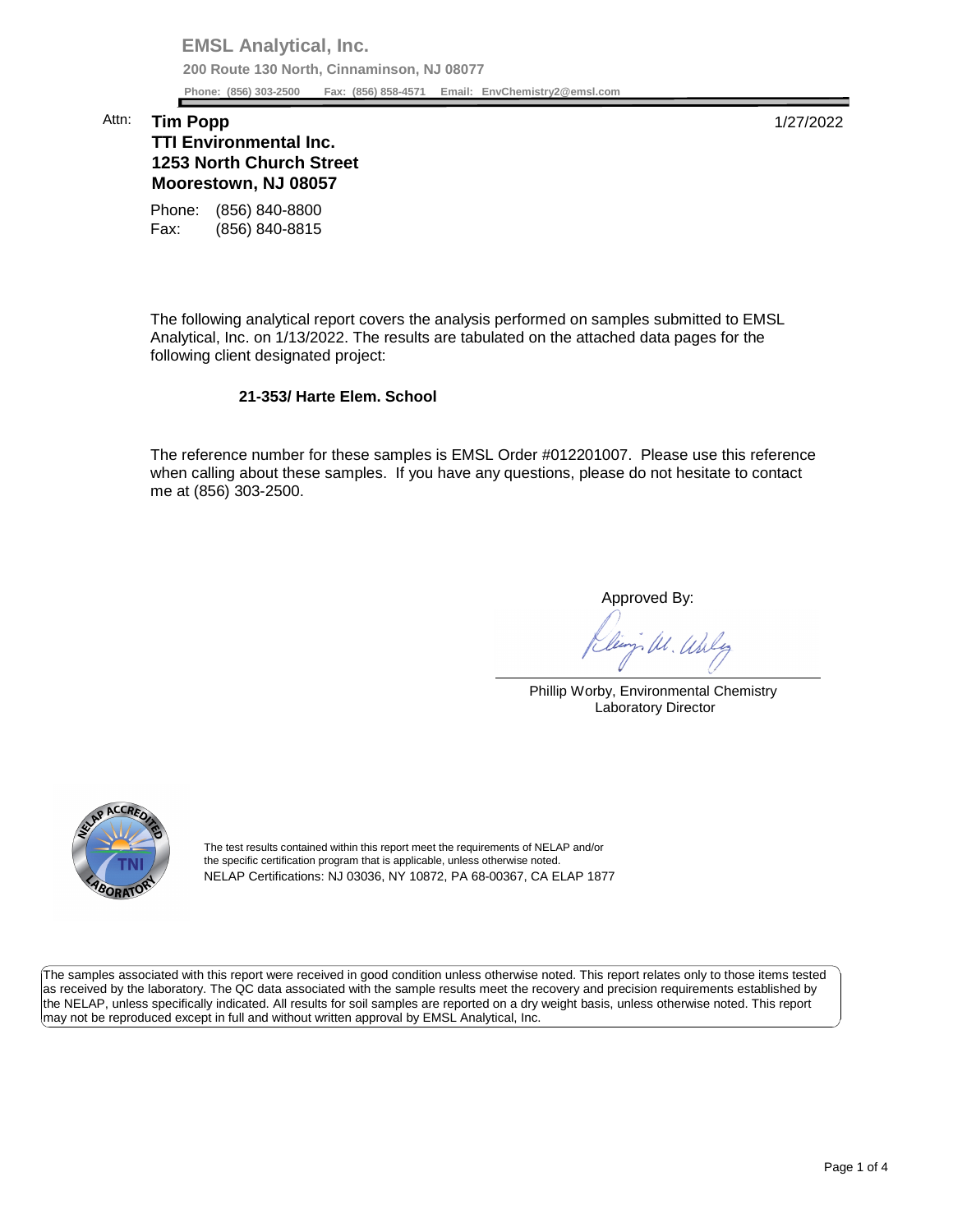**EMSL Analytical, Inc.**

**200 Route 130 North, Cinnaminson, NJ 08077**

**Phone: (856) 303-2500 Fax: (856) 858-4571 Email: EnvChemistry2@emsl.com**

Attn: **Tim Popp**
**TTI Environmental Inc.**
**1253 North Church Street**
**Moorestown, NJ 08057**

1/27/2022

Phone: (856) 840-8800
Fax: (856) 840-8815

The following analytical report covers the analysis performed on samples submitted to EMSL Analytical, Inc. on 1/13/2022. The results are tabulated on the attached data pages for the following client designated project:

**21-353/ Harte Elem. School**

The reference number for these samples is EMSL Order #012201007. Please use this reference when calling about these samples. If you have any questions, please do not hesitate to contact me at (856) 303-2500.

Approved By:

Phillip Worby, Environmental Chemistry
Laboratory Director

The test results contained within this report meet the requirements of NELAP and/or the specific certification program that is applicable, unless otherwise noted.
NELAP Certifications: NJ 03036, NY 10872, PA 68-00367, CA ELAP 1877

The samples associated with this report were received in good condition unless otherwise noted. This report relates only to those items tested as received by the laboratory. The QC data associated with the sample results meet the recovery and precision requirements established by the NELAP, unless specifically indicated. All results for soil samples are reported on a dry weight basis, unless otherwise noted. This report may not be reproduced except in full and without written approval by EMSL Analytical, Inc.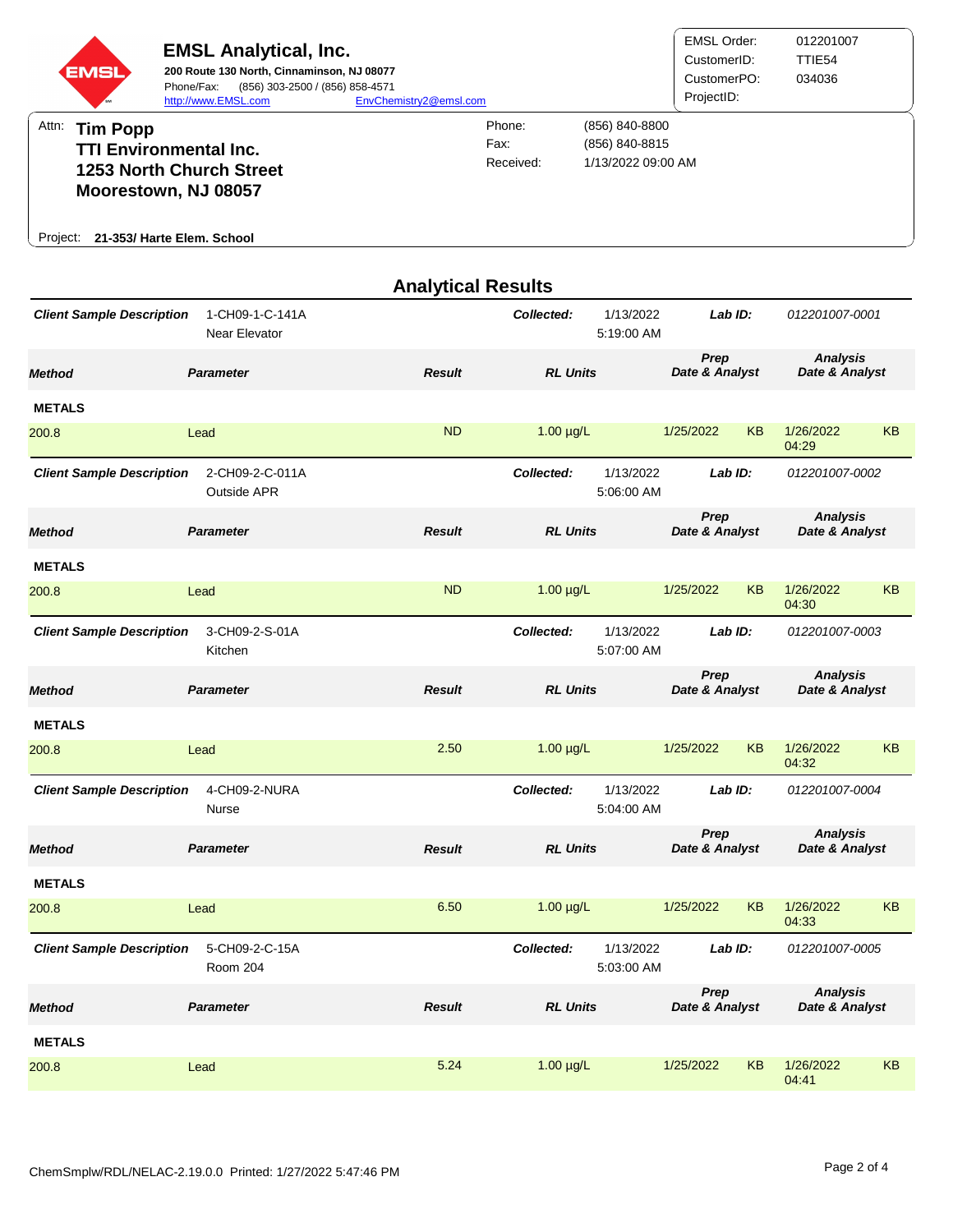**EMSL Analytical, Inc.**
200 Route 130 North, Cinnaminson, NJ 08077
Phone/Fax: (856) 303-2500 / (856) 858-4571
http://www.EMSL.com EnvChemistry2@emsl.com

| | |
|---|---|
| EMSL Order: | 012201007 |
| CustomerID: | TTIE54 |
| CustomerPO: | 034036 |
| ProjectID: | |

Attn: **Tim Popp**
**TTI Environmental Inc.**
**1253 North Church Street**
**Moorestown, NJ 08057**

| | |
|---|---|
| Phone: | (856) 840-8800 |
| Fax: | (856) 840-8815 |
| Received: | 1/13/2022 09:00 AM |

Project: **21-353/ Harte Elem. School**

## Analytical Results

**Client Sample Description** 1-CH09-1-C-141A Near Elevator — **Collected:** 1/13/2022 5:19:00 AM — **Lab ID:** 012201007-0001

| Method | Parameter | Result | RL Units | Prep Date & Analyst | | Analysis Date & Analyst | |
|---|---|---|---|---|---|---|---|
| **METALS** | | | | | | | |
| 200.8 | Lead | ND | 1.00 µg/L | 1/25/2022 | KB | 1/26/2022 04:29 | KB |

**Client Sample Description** 2-CH09-2-C-011A Outside APR — **Collected:** 1/13/2022 5:06:00 AM — **Lab ID:** 012201007-0002

| Method | Parameter | Result | RL Units | Prep Date & Analyst | | Analysis Date & Analyst | |
|---|---|---|---|---|---|---|---|
| **METALS** | | | | | | | |
| 200.8 | Lead | ND | 1.00 µg/L | 1/25/2022 | KB | 1/26/2022 04:30 | KB |

**Client Sample Description** 3-CH09-2-S-01A Kitchen — **Collected:** 1/13/2022 5:07:00 AM — **Lab ID:** 012201007-0003

| Method | Parameter | Result | RL Units | Prep Date & Analyst | | Analysis Date & Analyst | |
|---|---|---|---|---|---|---|---|
| **METALS** | | | | | | | |
| 200.8 | Lead | 2.50 | 1.00 µg/L | 1/25/2022 | KB | 1/26/2022 04:32 | KB |

**Client Sample Description** 4-CH09-2-NURA Nurse — **Collected:** 1/13/2022 5:04:00 AM — **Lab ID:** 012201007-0004

| Method | Parameter | Result | RL Units | Prep Date & Analyst | | Analysis Date & Analyst | |
|---|---|---|---|---|---|---|---|
| **METALS** | | | | | | | |
| 200.8 | Lead | 6.50 | 1.00 µg/L | 1/25/2022 | KB | 1/26/2022 04:33 | KB |

**Client Sample Description** 5-CH09-2-C-15A Room 204 — **Collected:** 1/13/2022 5:03:00 AM — **Lab ID:** 012201007-0005

| Method | Parameter | Result | RL Units | Prep Date & Analyst | | Analysis Date & Analyst | |
|---|---|---|---|---|---|---|---|
| **METALS** | | | | | | | |
| 200.8 | Lead | 5.24 | 1.00 µg/L | 1/25/2022 | KB | 1/26/2022 04:41 | KB |

ChemSmplw/RDL/NELAC-2.19.0.0 Printed: 1/27/2022 5:47:46 PM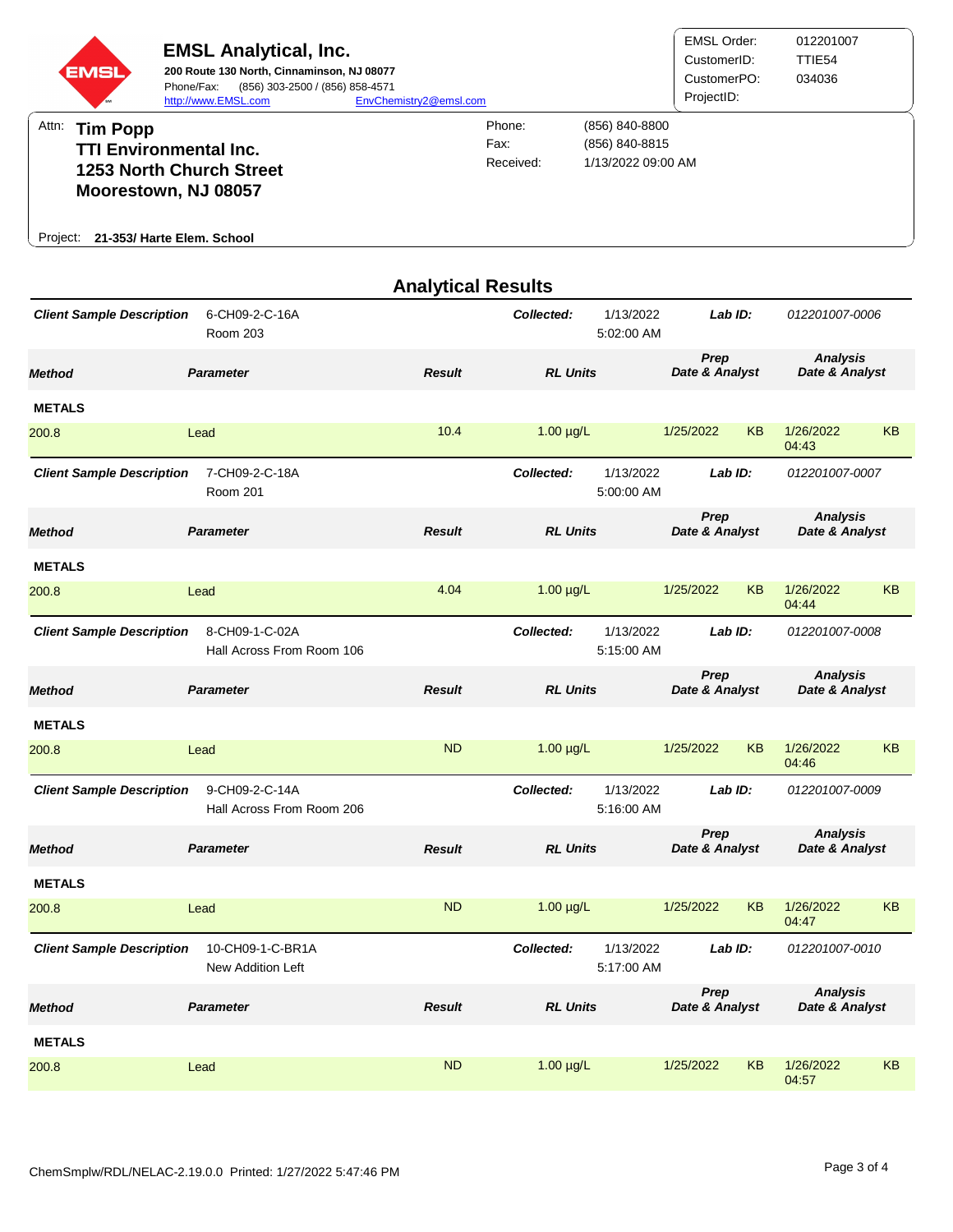**EMSL Analytical, Inc.**
**200 Route 130 North, Cinnaminson, NJ 08077**
Phone/Fax: (856) 303-2500 / (856) 858-4571
http://www.EMSL.com EnvChemistry2@emsl.com

EMSL Order: 012201007
CustomerID: TTIE54
CustomerPO: 034036
ProjectID:

Attn: **Tim Popp**
**TTI Environmental Inc.**
**1253 North Church Street**
**Moorestown, NJ 08057**

Phone: (856) 840-8800
Fax: (856) 840-8815
Received: 1/13/2022 09:00 AM

Project: **21-353/ Harte Elem. School**

## Analytical Results

**Client Sample Description:** 6-CH09-2-C-16A, Room 203 — **Collected:** 1/13/2022 5:02:00 AM — **Lab ID:** 012201007-0006

| Method | Parameter | Result | RL | Units | Prep Date | Prep Analyst | Analysis Date | Analysis Analyst |
|---|---|---|---|---|---|---|---|---|
| **METALS** | | | | | | | | |
| 200.8 | Lead | 10.4 | 1.00 | µg/L | 1/25/2022 | KB | 1/26/2022 04:43 | KB |

**Client Sample Description:** 7-CH09-2-C-18A, Room 201 — **Collected:** 1/13/2022 5:00:00 AM — **Lab ID:** 012201007-0007

| Method | Parameter | Result | RL | Units | Prep Date | Prep Analyst | Analysis Date | Analysis Analyst |
|---|---|---|---|---|---|---|---|---|
| **METALS** | | | | | | | | |
| 200.8 | Lead | 4.04 | 1.00 | µg/L | 1/25/2022 | KB | 1/26/2022 04:44 | KB |

**Client Sample Description:** 8-CH09-1-C-02A, Hall Across From Room 106 — **Collected:** 1/13/2022 5:15:00 AM — **Lab ID:** 012201007-0008

| Method | Parameter | Result | RL | Units | Prep Date | Prep Analyst | Analysis Date | Analysis Analyst |
|---|---|---|---|---|---|---|---|---|
| **METALS** | | | | | | | | |
| 200.8 | Lead | ND | 1.00 | µg/L | 1/25/2022 | KB | 1/26/2022 04:46 | KB |

**Client Sample Description:** 9-CH09-2-C-14A, Hall Across From Room 206 — **Collected:** 1/13/2022 5:16:00 AM — **Lab ID:** 012201007-0009

| Method | Parameter | Result | RL | Units | Prep Date | Prep Analyst | Analysis Date | Analysis Analyst |
|---|---|---|---|---|---|---|---|---|
| **METALS** | | | | | | | | |
| 200.8 | Lead | ND | 1.00 | µg/L | 1/25/2022 | KB | 1/26/2022 04:47 | KB |

**Client Sample Description:** 10-CH09-1-C-BR1A, New Addition Left — **Collected:** 1/13/2022 5:17:00 AM — **Lab ID:** 012201007-0010

| Method | Parameter | Result | RL | Units | Prep Date | Prep Analyst | Analysis Date | Analysis Analyst |
|---|---|---|---|---|---|---|---|---|
| **METALS** | | | | | | | | |
| 200.8 | Lead | ND | 1.00 | µg/L | 1/25/2022 | KB | 1/26/2022 04:57 | KB |

ChemSmplw/RDL/NELAC-2.19.0.0 Printed: 1/27/2022 5:47:46 PM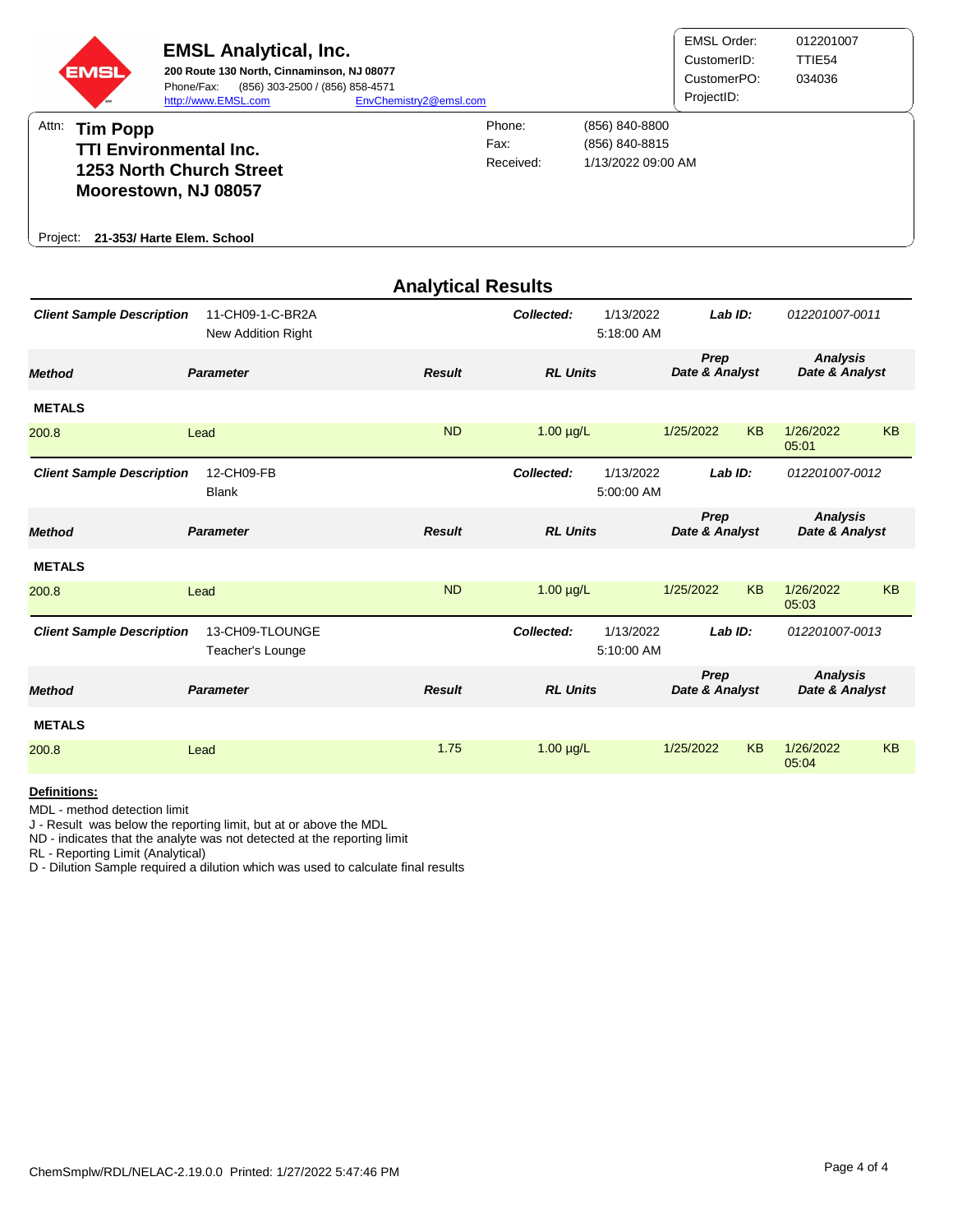# EMSL Analytical, Inc.

**200 Route 130 North, Cinnaminson, NJ 08077**
Phone/Fax: (856) 303-2500 / (856) 858-4571
http://www.EMSL.com EnvChemistry2@emsl.com

| | |
|---|---|
| EMSL Order: | 012201007 |
| CustomerID: | TTIE54 |
| CustomerPO: | 034036 |
| ProjectID: | |

Attn: **Tim Popp**
**TTI Environmental Inc.**
**1253 North Church Street**
**Moorestown, NJ 08057**

Phone: (856) 840-8800
Fax: (856) 840-8815
Received: 1/13/2022 09:00 AM

Project: **21-353/ Harte Elem. School**

## Analytical Results

***Client Sample Description*** 11-CH09-1-C-BR2A New Addition Right — ***Collected:*** 1/13/2022 5:18:00 AM — ***Lab ID:*** *012201007-0011*

| Method | Parameter | Result | RL Units | Prep Date & Analyst | | Analysis Date & Analyst | |
|---|---|---|---|---|---|---|---|
| **METALS** | | | | | | | |
| 200.8 | Lead | ND | 1.00 µg/L | 1/25/2022 | KB | 1/26/2022 05:01 | KB |

***Client Sample Description*** 12-CH09-FB Blank — ***Collected:*** 1/13/2022 5:00:00 AM — ***Lab ID:*** *012201007-0012*

| Method | Parameter | Result | RL Units | Prep Date & Analyst | | Analysis Date & Analyst | |
|---|---|---|---|---|---|---|---|
| **METALS** | | | | | | | |
| 200.8 | Lead | ND | 1.00 µg/L | 1/25/2022 | KB | 1/26/2022 05:03 | KB |

***Client Sample Description*** 13-CH09-TLOUNGE Teacher's Lounge — ***Collected:*** 1/13/2022 5:10:00 AM — ***Lab ID:*** *012201007-0013*

| Method | Parameter | Result | RL Units | Prep Date & Analyst | | Analysis Date & Analyst | |
|---|---|---|---|---|---|---|---|
| **METALS** | | | | | | | |
| 200.8 | Lead | 1.75 | 1.00 µg/L | 1/25/2022 | KB | 1/26/2022 05:04 | KB |

**Definitions:**

MDL - method detection limit
J - Result was below the reporting limit, but at or above the MDL
ND - indicates that the analyte was not detected at the reporting limit
RL - Reporting Limit (Analytical)
D - Dilution Sample required a dilution which was used to calculate final results

ChemSmplw/RDL/NELAC-2.19.0.0 Printed: 1/27/2022 5:47:46 PM